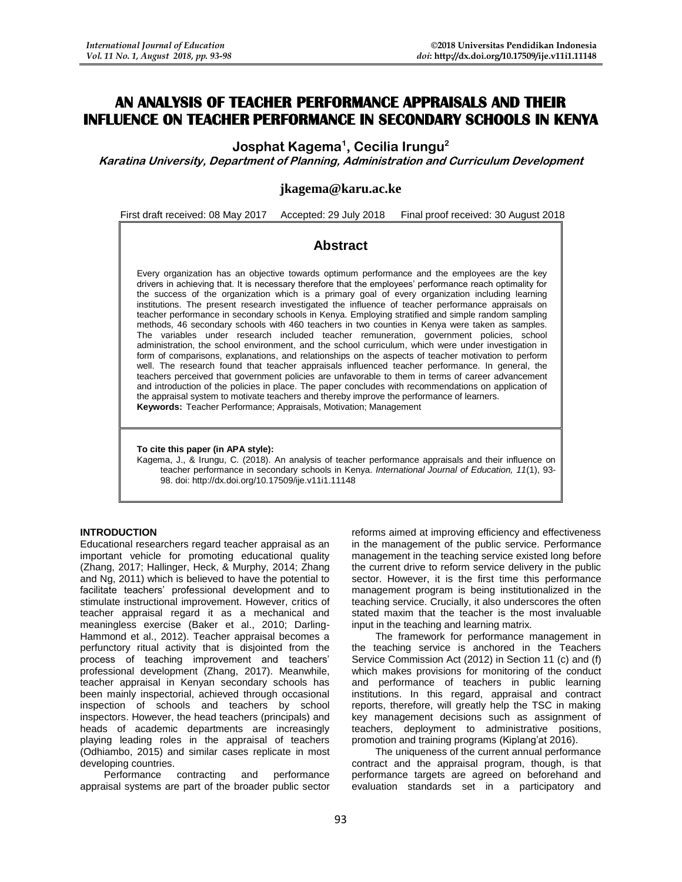# AN ANALYSIS OF TEACHER PERFORMANCE APPRAISALS AND THEIR INFLUENCE ON TEACHER PERFORMANCE IN SECONDARY SCHOOLS IN KENYA

**Josphat Kagema[1], Cecilia Irungu[2]**

***Karatina University, Department of Planning, Administration and Curriculum Development***

**jkagema@karu.ac.ke**

First draft received: 08 May 2017 Accepted: 29 July 2018 Final proof received: 30 August 2018

## Abstract

Every organization has an objective towards optimum performance and the employees are the key drivers in achieving that. It is necessary therefore that the employees' performance reach optimality for the success of the organization which is a primary goal of every organization including learning institutions. The present research investigated the influence of teacher performance appraisals on teacher performance in secondary schools in Kenya. Employing stratified and simple random sampling methods, 46 secondary schools with 460 teachers in two counties in Kenya were taken as samples. The variables under research included teacher remuneration, government policies, school administration, the school environment, and the school curriculum, which were under investigation in form of comparisons, explanations, and relationships on the aspects of teacher motivation to perform well. The research found that teacher appraisals influenced teacher performance. In general, the teachers perceived that government policies are unfavorable to them in terms of career advancement and introduction of the policies in place. The paper concludes with recommendations on application of the appraisal system to motivate teachers and thereby improve the performance of learners.

**Keywords:** Teacher Performance; Appraisals, Motivation; Management

**To cite this paper (in APA style):**
Kagema, J., & Irungu, C. (2018). An analysis of teacher performance appraisals and their influence on teacher performance in secondary schools in Kenya. *International Journal of Education, 11*(1), 93-98. doi: http://dx.doi.org/10.17509/ije.v11i1.11148

## INTRODUCTION

Educational researchers regard teacher appraisal as an important vehicle for promoting educational quality (Zhang, 2017; Hallinger, Heck, & Murphy, 2014; Zhang and Ng, 2011) which is believed to have the potential to facilitate teachers' professional development and to stimulate instructional improvement. However, critics of teacher appraisal regard it as a mechanical and meaningless exercise (Baker et al., 2010; Darling-Hammond et al., 2012). Teacher appraisal becomes a perfunctory ritual activity that is disjointed from the process of teaching improvement and teachers' professional development (Zhang, 2017). Meanwhile, teacher appraisal in Kenyan secondary schools has been mainly inspectorial, achieved through occasional inspection of schools and teachers by school inspectors. However, the head teachers (principals) and heads of academic departments are increasingly playing leading roles in the appraisal of teachers (Odhiambo, 2015) and similar cases replicate in most developing countries.

Performance contracting and performance appraisal systems are part of the broader public sector reforms aimed at improving efficiency and effectiveness in the management of the public service. Performance management in the teaching service existed long before the current drive to reform service delivery in the public sector. However, it is the first time this performance management program is being institutionalized in the teaching service. Crucially, it also underscores the often stated maxim that the teacher is the most invaluable input in the teaching and learning matrix.

The framework for performance management in the teaching service is anchored in the Teachers Service Commission Act (2012) in Section 11 (c) and (f) which makes provisions for monitoring of the conduct and performance of teachers in public learning institutions. In this regard, appraisal and contract reports, therefore, will greatly help the TSC in making key management decisions such as assignment of teachers, deployment to administrative positions, promotion and training programs (Kiplang'at 2016).

The uniqueness of the current annual performance contract and the appraisal program, though, is that performance targets are agreed on beforehand and evaluation standards set in a participatory and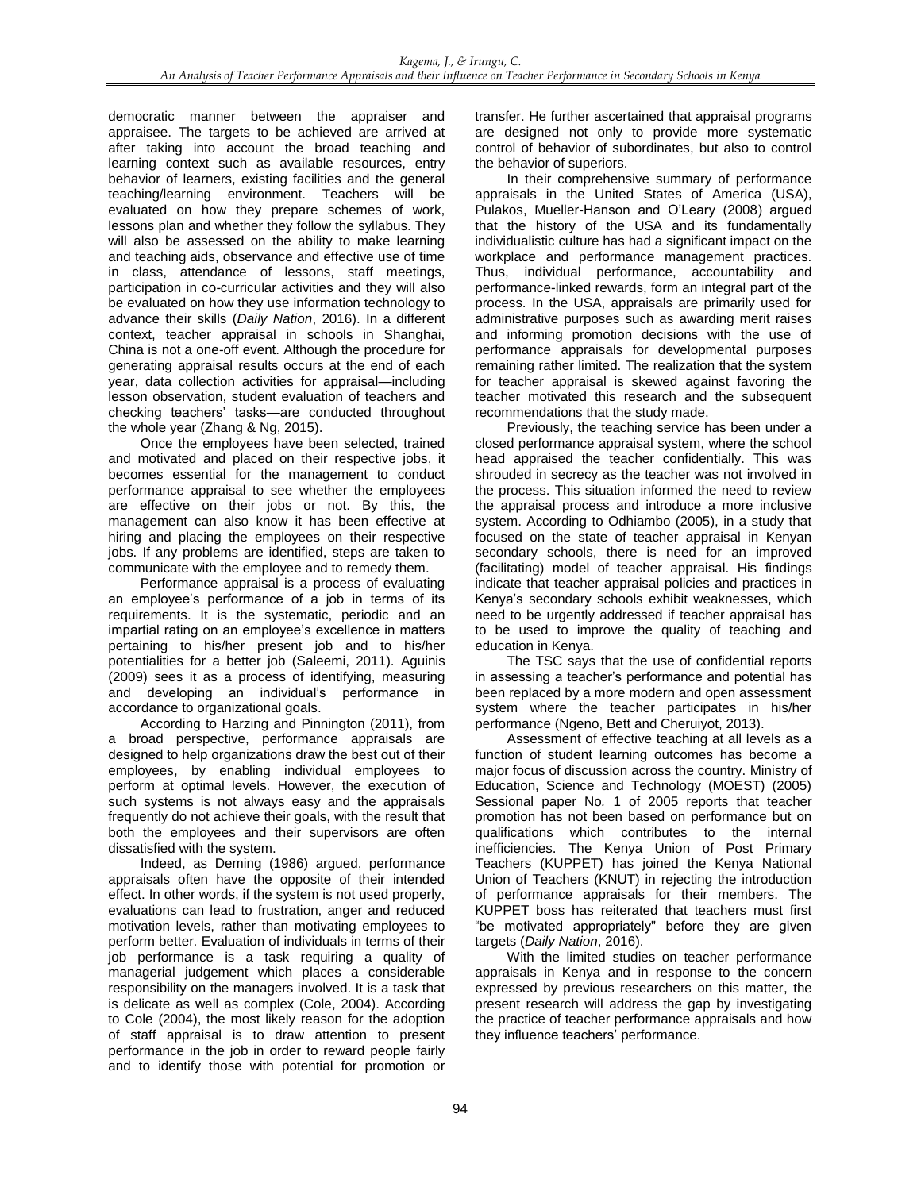democratic manner between the appraiser and appraisee. The targets to be achieved are arrived at after taking into account the broad teaching and learning context such as available resources, entry behavior of learners, existing facilities and the general teaching/learning environment. Teachers will be evaluated on how they prepare schemes of work, lessons plan and whether they follow the syllabus. They will also be assessed on the ability to make learning and teaching aids, observance and effective use of time in class, attendance of lessons, staff meetings, participation in co-curricular activities and they will also be evaluated on how they use information technology to advance their skills (*Daily Nation*, 2016). In a different context, teacher appraisal in schools in Shanghai, China is not a one-off event. Although the procedure for generating appraisal results occurs at the end of each year, data collection activities for appraisal—including lesson observation, student evaluation of teachers and checking teachers' tasks—are conducted throughout the whole year (Zhang & Ng, 2015).

Once the employees have been selected, trained and motivated and placed on their respective jobs, it becomes essential for the management to conduct performance appraisal to see whether the employees are effective on their jobs or not. By this, the management can also know it has been effective at hiring and placing the employees on their respective jobs. If any problems are identified, steps are taken to communicate with the employee and to remedy them.

Performance appraisal is a process of evaluating an employee's performance of a job in terms of its requirements. It is the systematic, periodic and an impartial rating on an employee's excellence in matters pertaining to his/her present job and to his/her potentialities for a better job (Saleemi, 2011). Aguinis (2009) sees it as a process of identifying, measuring and developing an individual's performance in accordance to organizational goals.

According to Harzing and Pinnington (2011), from a broad perspective, performance appraisals are designed to help organizations draw the best out of their employees, by enabling individual employees to perform at optimal levels. However, the execution of such systems is not always easy and the appraisals frequently do not achieve their goals, with the result that both the employees and their supervisors are often dissatisfied with the system.

Indeed, as Deming (1986) argued, performance appraisals often have the opposite of their intended effect. In other words, if the system is not used properly, evaluations can lead to frustration, anger and reduced motivation levels, rather than motivating employees to perform better. Evaluation of individuals in terms of their job performance is a task requiring a quality of managerial judgement which places a considerable responsibility on the managers involved. It is a task that is delicate as well as complex (Cole, 2004). According to Cole (2004), the most likely reason for the adoption of staff appraisal is to draw attention to present performance in the job in order to reward people fairly and to identify those with potential for promotion or transfer. He further ascertained that appraisal programs are designed not only to provide more systematic control of behavior of subordinates, but also to control the behavior of superiors.

In their comprehensive summary of performance appraisals in the United States of America (USA), Pulakos, Mueller-Hanson and O'Leary (2008) argued that the history of the USA and its fundamentally individualistic culture has had a significant impact on the workplace and performance management practices. Thus, individual performance, accountability and performance-linked rewards, form an integral part of the process. In the USA, appraisals are primarily used for administrative purposes such as awarding merit raises and informing promotion decisions with the use of performance appraisals for developmental purposes remaining rather limited. The realization that the system for teacher appraisal is skewed against favoring the teacher motivated this research and the subsequent recommendations that the study made.

Previously, the teaching service has been under a closed performance appraisal system, where the school head appraised the teacher confidentially. This was shrouded in secrecy as the teacher was not involved in the process. This situation informed the need to review the appraisal process and introduce a more inclusive system. According to Odhiambo (2005), in a study that focused on the state of teacher appraisal in Kenyan secondary schools, there is need for an improved (facilitating) model of teacher appraisal. His findings indicate that teacher appraisal policies and practices in Kenya's secondary schools exhibit weaknesses, which need to be urgently addressed if teacher appraisal has to be used to improve the quality of teaching and education in Kenya.

The TSC says that the use of confidential reports in assessing a teacher's performance and potential has been replaced by a more modern and open assessment system where the teacher participates in his/her performance (Ngeno, Bett and Cheruiyot, 2013).

Assessment of effective teaching at all levels as a function of student learning outcomes has become a major focus of discussion across the country. Ministry of Education, Science and Technology (MOEST) (2005) Sessional paper No. 1 of 2005 reports that teacher promotion has not been based on performance but on qualifications which contributes to the internal inefficiencies. The Kenya Union of Post Primary Teachers (KUPPET) has joined the Kenya National Union of Teachers (KNUT) in rejecting the introduction of performance appraisals for their members. The KUPPET boss has reiterated that teachers must first "be motivated appropriately" before they are given targets (*Daily Nation*, 2016).

With the limited studies on teacher performance appraisals in Kenya and in response to the concern expressed by previous researchers on this matter, the present research will address the gap by investigating the practice of teacher performance appraisals and how they influence teachers' performance.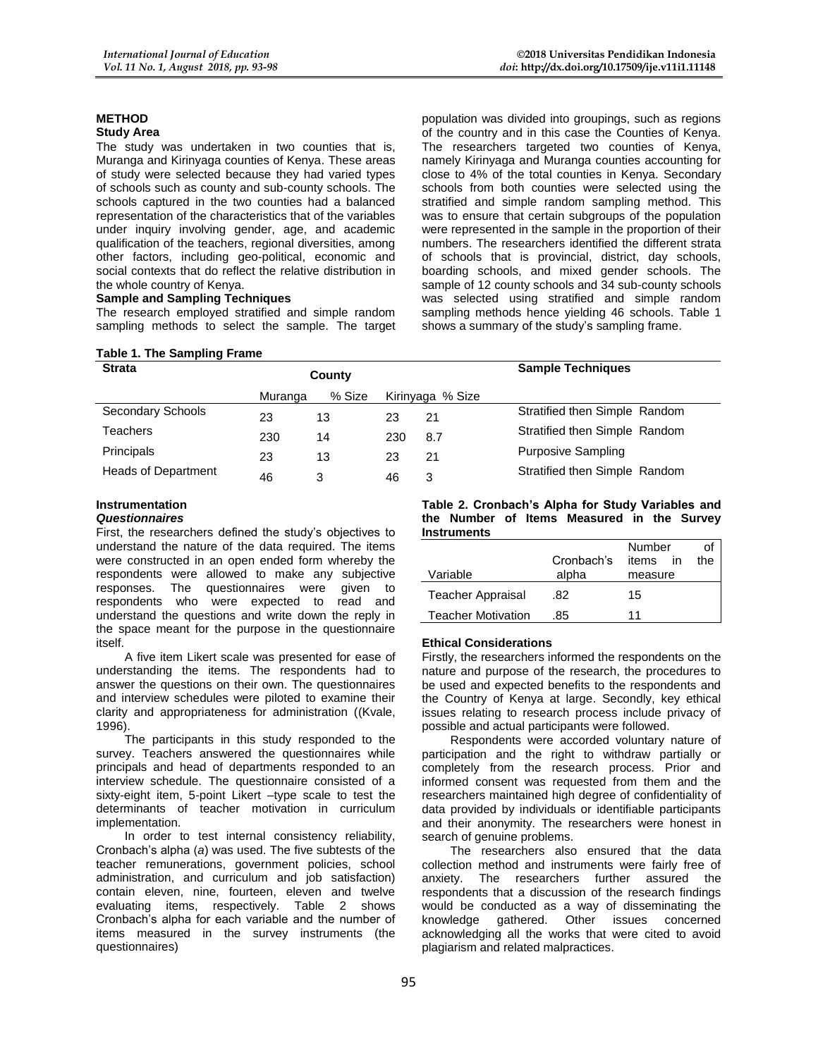## METHOD

### Study Area

The study was undertaken in two counties that is, Muranga and Kirinyaga counties of Kenya. These areas of study were selected because they had varied types of schools such as county and sub-county schools. The schools captured in the two counties had a balanced representation of the characteristics that of the variables under inquiry involving gender, age, and academic qualification of the teachers, regional diversities, among other factors, including geo-political, economic and social contexts that do reflect the relative distribution in the whole country of Kenya.

### Sample and Sampling Techniques

The research employed stratified and simple random sampling methods to select the sample. The target population was divided into groupings, such as regions of the country and in this case the Counties of Kenya. The researchers targeted two counties of Kenya, namely Kirinyaga and Muranga counties accounting for close to 4% of the total counties in Kenya. Secondary schools from both counties were selected using the stratified and simple random sampling method. This was to ensure that certain subgroups of the population were represented in the sample in the proportion of their numbers. The researchers identified the different strata of schools that is provincial, district, day schools, boarding schools, and mixed gender schools. The sample of 12 county schools and 34 sub-county schools was selected using stratified and simple random sampling methods hence yielding 46 schools. Table 1 shows a summary of the study's sampling frame.

**Table 1. The Sampling Frame**

| Strata | County | | | | Sample Techniques |
|---|---|---|---|---|---|
| | Muranga | % Size | Kirinyaga | % Size | |
| Secondary Schools | 23 | 13 | 23 | 21 | Stratified then Simple Random |
| Teachers | 230 | 14 | 230 | 8.7 | Stratified then Simple Random |
| Principals | 23 | 13 | 23 | 21 | Purposive Sampling |
| Heads of Department | 46 | 3 | 46 | 3 | Stratified then Simple Random |

### Instrumentation

#### *Questionnaires*

First, the researchers defined the study's objectives to understand the nature of the data required. The items were constructed in an open ended form whereby the respondents were allowed to make any subjective responses. The questionnaires were given to respondents who were expected to read and understand the questions and write down the reply in the space meant for the purpose in the questionnaire itself.

A five item Likert scale was presented for ease of understanding the items. The respondents had to answer the questions on their own. The questionnaires and interview schedules were piloted to examine their clarity and appropriateness for administration ((Kvale, 1996).

The participants in this study responded to the survey. Teachers answered the questionnaires while principals and head of departments responded to an interview schedule. The questionnaire consisted of a sixty-eight item, 5-point Likert –type scale to test the determinants of teacher motivation in curriculum implementation.

In order to test internal consistency reliability, Cronbach's alpha (*a*) was used. The five subtests of the teacher remunerations, government policies, school administration, and curriculum and job satisfaction) contain eleven, nine, fourteen, eleven and twelve evaluating items, respectively. Table 2 shows Cronbach's alpha for each variable and the number of items measured in the survey instruments (the questionnaires)

**Table 2. Cronbach's Alpha for Study Variables and the Number of Items Measured in the Survey Instruments**

| Variable | Cronbach's alpha | Number of items in the measure |
|---|---|---|
| Teacher Appraisal | .82 | 15 |
| Teacher Motivation | .85 | 11 |

### Ethical Considerations

Firstly, the researchers informed the respondents on the nature and purpose of the research, the procedures to be used and expected benefits to the respondents and the Country of Kenya at large. Secondly, key ethical issues relating to research process include privacy of possible and actual participants were followed.

Respondents were accorded voluntary nature of participation and the right to withdraw partially or completely from the research process. Prior and informed consent was requested from them and the researchers maintained high degree of confidentiality of data provided by individuals or identifiable participants and their anonymity. The researchers were honest in search of genuine problems.

The researchers also ensured that the data collection method and instruments were fairly free of anxiety. The researchers further assured the respondents that a discussion of the research findings would be conducted as a way of disseminating the knowledge gathered. Other issues concerned acknowledging all the works that were cited to avoid plagiarism and related malpractices.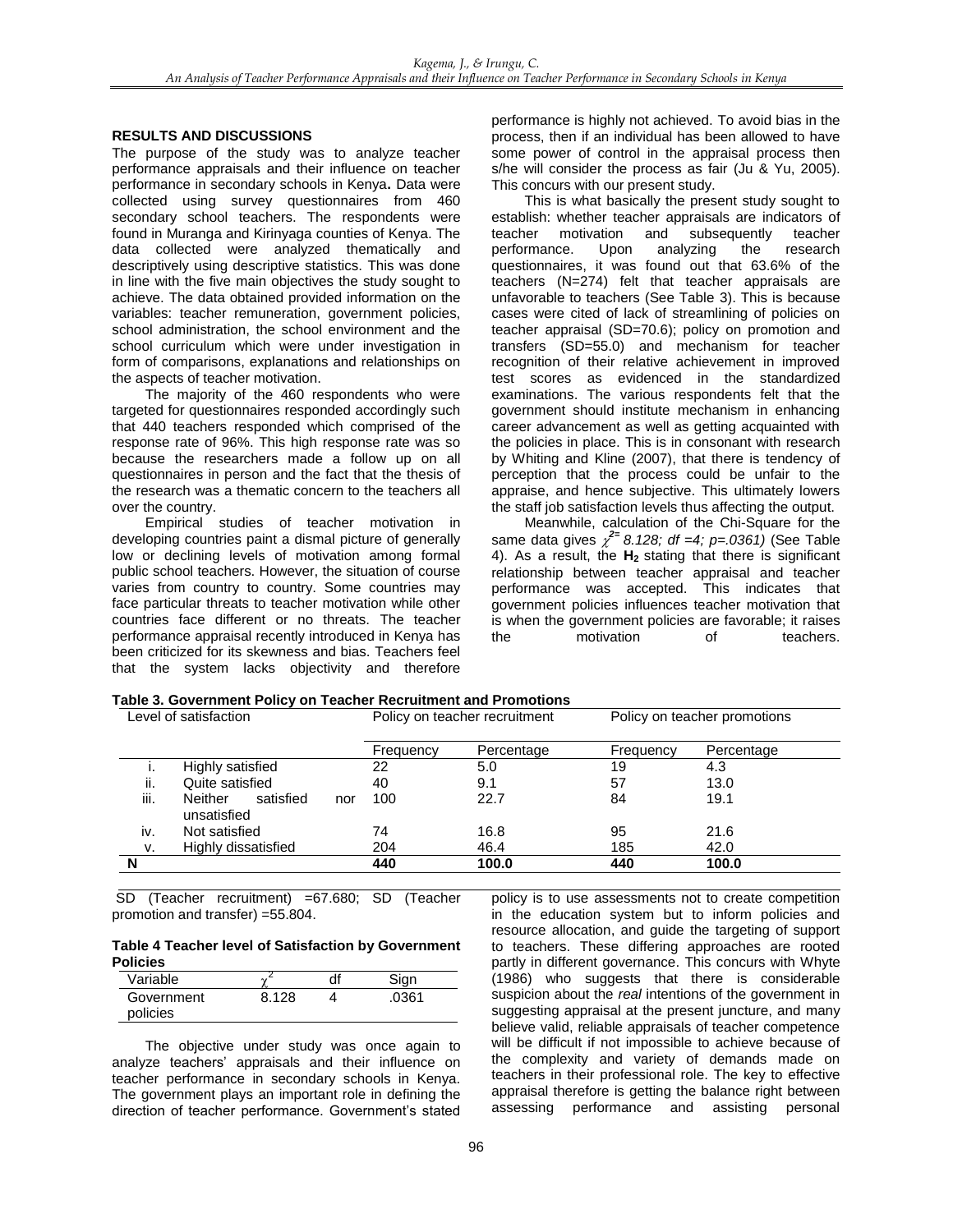## RESULTS AND DISCUSSIONS

The purpose of the study was to analyze teacher performance appraisals and their influence on teacher performance in secondary schools in Kenya**.** Data were collected using survey questionnaires from 460 secondary school teachers. The respondents were found in Muranga and Kirinyaga counties of Kenya. The data collected were analyzed thematically and descriptively using descriptive statistics. This was done in line with the five main objectives the study sought to achieve. The data obtained provided information on the variables: teacher remuneration, government policies, school administration, the school environment and the school curriculum which were under investigation in form of comparisons, explanations and relationships on the aspects of teacher motivation.

The majority of the 460 respondents who were targeted for questionnaires responded accordingly such that 440 teachers responded which comprised of the response rate of 96%. This high response rate was so because the researchers made a follow up on all questionnaires in person and the fact that the thesis of the research was a thematic concern to the teachers all over the country.

Empirical studies of teacher motivation in developing countries paint a dismal picture of generally low or declining levels of motivation among formal public school teachers. However, the situation of course varies from country to country. Some countries may face particular threats to teacher motivation while other countries face different or no threats. The teacher performance appraisal recently introduced in Kenya has been criticized for its skewness and bias. Teachers feel that the system lacks objectivity and therefore performance is highly not achieved. To avoid bias in the process, then if an individual has been allowed to have some power of control in the appraisal process then s/he will consider the process as fair (Ju & Yu, 2005). This concurs with our present study.

This is what basically the present study sought to establish: whether teacher appraisals are indicators of teacher motivation and subsequently teacher performance. Upon analyzing the research questionnaires, it was found out that 63.6% of the teachers (N=274) felt that teacher appraisals are unfavorable to teachers (See Table 3). This is because cases were cited of lack of streamlining of policies on teacher appraisal (SD=70.6); policy on promotion and transfers (SD=55.0) and mechanism for teacher recognition of their relative achievement in improved test scores as evidenced in the standardized examinations. The various respondents felt that the government should institute mechanism in enhancing career advancement as well as getting acquainted with the policies in place. This is in consonant with research by Whiting and Kline (2007), that there is tendency of perception that the process could be unfair to the appraise, and hence subjective. This ultimately lowers the staff job satisfaction levels thus affecting the output.

Meanwhile, calculation of the Chi-Square for the same data gives $\chi^{2}$ *= 8.128; df =4; p=.0361)* (See Table 4). As a result, the **H$_2$** stating that there is significant relationship between teacher appraisal and teacher performance was accepted. This indicates that government policies influences teacher motivation that is when the government policies are favorable; it raises the motivation of teachers.

**Table 3. Government Policy on Teacher Recruitment and Promotions**

| | Level of satisfaction | Policy on teacher recruitment | | Policy on teacher promotions | |
|---|---|---|---|---|---|
| | | Frequency | Percentage | Frequency | Percentage |
| i. | Highly satisfied | 22 | 5.0 | 19 | 4.3 |
| ii. | Quite satisfied | 40 | 9.1 | 57 | 13.0 |
| iii. | Neither satisfied nor unsatisfied | 100 | 22.7 | 84 | 19.1 |
| iv. | Not satisfied | 74 | 16.8 | 95 | 21.6 |
| v. | Highly dissatisfied | 204 | 46.4 | 185 | 42.0 |
| **N** | | **440** | **100.0** | **440** | **100.0** |

SD (Teacher recruitment) =67.680; SD (Teacher promotion and transfer) =55.804.

**Table 4 Teacher level of Satisfaction by Government Policies**

| Variable | $\chi^2$ | df | Sign |
|---|---|---|---|
| Government policies | 8.128 | 4 | .0361 |

The objective under study was once again to analyze teachers' appraisals and their influence on teacher performance in secondary schools in Kenya. The government plays an important role in defining the direction of teacher performance. Government's stated policy is to use assessments not to create competition in the education system but to inform policies and resource allocation, and guide the targeting of support to teachers. These differing approaches are rooted partly in different governance. This concurs with Whyte (1986) who suggests that there is considerable suspicion about the *real* intentions of the government in suggesting appraisal at the present juncture, and many believe valid, reliable appraisals of teacher competence will be difficult if not impossible to achieve because of the complexity and variety of demands made on teachers in their professional role. The key to effective appraisal therefore is getting the balance right between assessing performance and assisting personal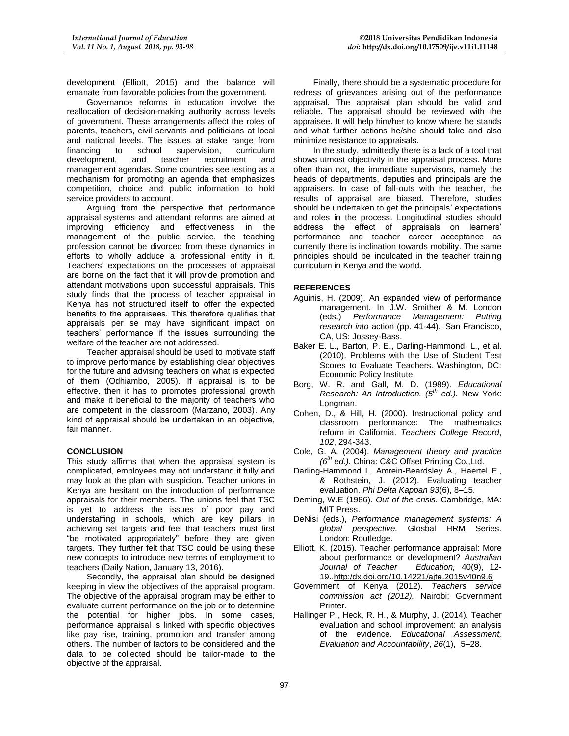development (Elliott, 2015) and the balance will emanate from favorable policies from the government.

Governance reforms in education involve the reallocation of decision-making authority across levels of government. These arrangements affect the roles of parents, teachers, civil servants and politicians at local and national levels. The issues at stake range from financing to school supervision, curriculum development, and teacher recruitment and management agendas. Some countries see testing as a mechanism for promoting an agenda that emphasizes competition, choice and public information to hold service providers to account.

Arguing from the perspective that performance appraisal systems and attendant reforms are aimed at improving efficiency and effectiveness in the management of the public service, the teaching profession cannot be divorced from these dynamics in efforts to wholly adduce a professional entity in it. Teachers' expectations on the processes of appraisal are borne on the fact that it will provide promotion and attendant motivations upon successful appraisals. This study finds that the process of teacher appraisal in Kenya has not structured itself to offer the expected benefits to the appraisees. This therefore qualifies that appraisals per se may have significant impact on teachers' performance if the issues surrounding the welfare of the teacher are not addressed.

Teacher appraisal should be used to motivate staff to improve performance by establishing clear objectives for the future and advising teachers on what is expected of them (Odhiambo, 2005). If appraisal is to be effective, then it has to promotes professional growth and make it beneficial to the majority of teachers who are competent in the classroom (Marzano, 2003). Any kind of appraisal should be undertaken in an objective, fair manner.

## CONCLUSION

This study affirms that when the appraisal system is complicated, employees may not understand it fully and may look at the plan with suspicion. Teacher unions in Kenya are hesitant on the introduction of performance appraisals for their members. The unions feel that TSC is yet to address the issues of poor pay and understaffing in schools, which are key pillars in achieving set targets and feel that teachers must first "be motivated appropriately" before they are given targets. They further felt that TSC could be using these new concepts to introduce new terms of employment to teachers (Daily Nation, January 13, 2016).

Secondly, the appraisal plan should be designed keeping in view the objectives of the appraisal program. The objective of the appraisal program may be either to evaluate current performance on the job or to determine the potential for higher jobs. In some cases, performance appraisal is linked with specific objectives like pay rise, training, promotion and transfer among others. The number of factors to be considered and the data to be collected should be tailor-made to the objective of the appraisal.

Finally, there should be a systematic procedure for redress of grievances arising out of the performance appraisal. The appraisal plan should be valid and reliable. The appraisal should be reviewed with the appraisee. It will help him/her to know where he stands and what further actions he/she should take and also minimize resistance to appraisals.

In the study, admittedly there is a lack of a tool that shows utmost objectivity in the appraisal process. More often than not, the immediate supervisors, namely the heads of departments, deputies and principals are the appraisers. In case of fall-outs with the teacher, the results of appraisal are biased. Therefore, studies should be undertaken to get the principals' expectations and roles in the process. Longitudinal studies should address the effect of appraisals on learners' performance and teacher career acceptance as currently there is inclination towards mobility. The same principles should be inculcated in the teacher training curriculum in Kenya and the world.

## REFERENCES

Aguinis, H. (2009). An expanded view of performance management. In J.W. Smither & M. London (eds.) *Performance Management: Putting research into* action (pp. 41-44). San Francisco, CA, US: Jossey-Bass.

Baker E. L., Barton, P. E., Darling-Hammond, L., et al. (2010). Problems with the Use of Student Test Scores to Evaluate Teachers. Washington, DC: Economic Policy Institute.

Borg, W. R. and Gall, M. D. (1989). *Educational Research: An Introduction. (5th ed.).* New York: Longman.

Cohen, D., & Hill, H. (2000). Instructional policy and classroom performance: The mathematics reform in California. *Teachers College Record*, *102*, 294-343.

Cole, G. A. (2004). *Management theory and practice (6th ed.).* China: C&C Offset Printing Co.,Ltd.

Darling-Hammond L, Amrein-Beardsley A., Haertel E., & Rothstein, J. (2012). Evaluating teacher evaluation. *Phi Delta Kappan 93*(6), 8–15.

Deming, W.E (1986). *Out of the crisis.* Cambridge, MA: MIT Press.

DeNisi (eds.), *Performance management systems: A global perspective*. Glosbal HRM Series. London: Routledge.

Elliott, K. (2015). Teacher performance appraisal: More about performance or development? *Australian Journal of Teacher Education,* 40(9), 12-19..http:/dx.doi.org/10.14221/ajte.2015v40n9.6

Government of Kenya (2012). *Teachers service commission act (2012).* Nairobi: Government Printer.

Hallinger P., Heck, R. H., & Murphy, J. (2014). Teacher evaluation and school improvement: an analysis of the evidence. *Educational Assessment, Evaluation and Accountability*, *26*(1), 5–28.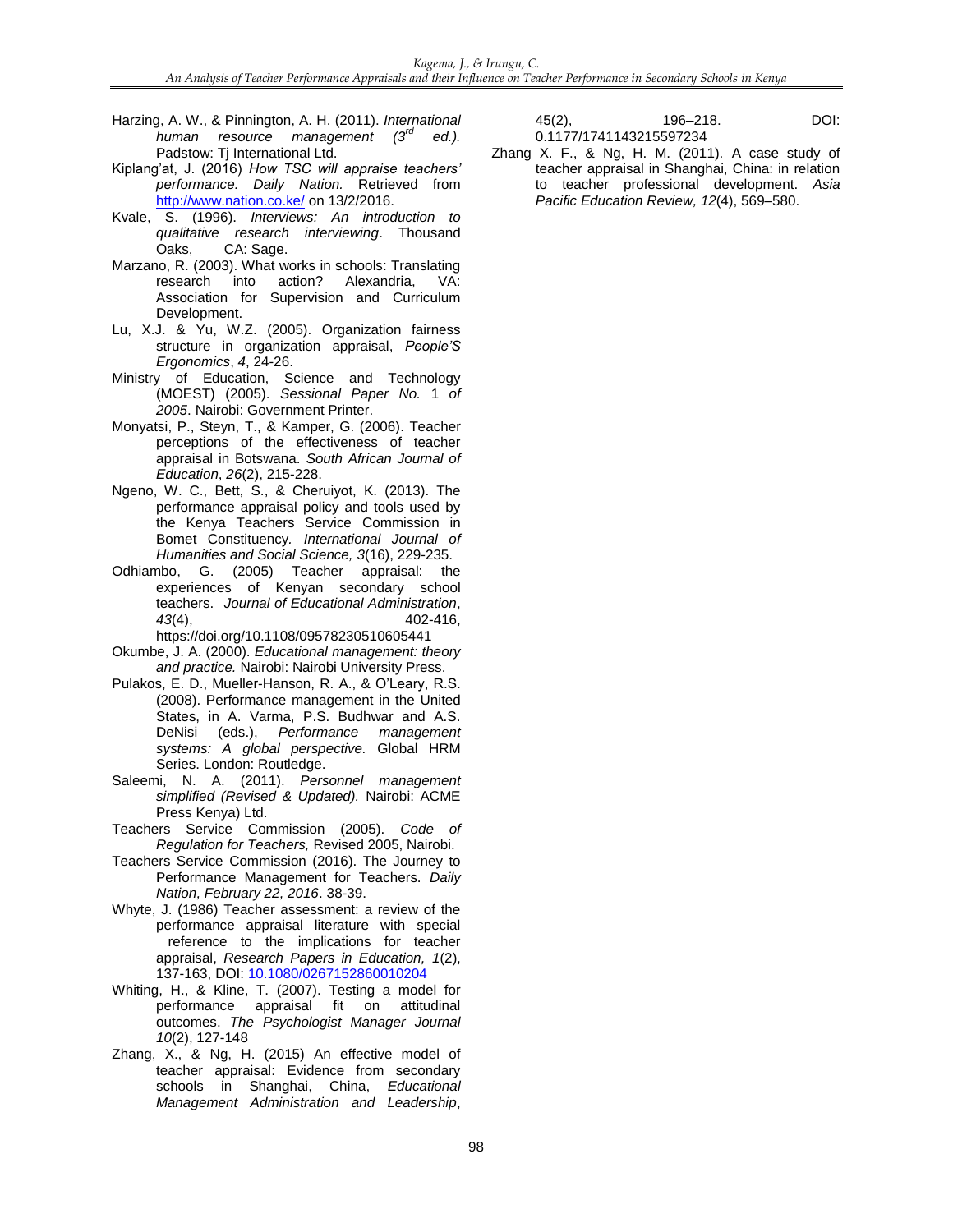Harzing, A. W., & Pinnington, A. H. (2011). *International human resource management (3rd ed.).* Padstow: Tj International Ltd.

Kiplang'at, J. (2016) *How TSC will appraise teachers' performance. Daily Nation.* Retrieved from http://www.nation.co.ke/ on 13/2/2016.

Kvale, S. (1996). *Interviews: An introduction to qualitative research interviewing*. Thousand Oaks, CA: Sage.

Marzano, R. (2003). What works in schools: Translating research into action? Alexandria, VA: Association for Supervision and Curriculum Development.

Lu, X.J. & Yu, W.Z. (2005). Organization fairness structure in organization appraisal, *People'S Ergonomics*, *4*, 24-26.

Ministry of Education, Science and Technology (MOEST) (2005). *Sessional Paper No.* 1 *of 2005*. Nairobi: Government Printer.

Monyatsi, P., Steyn, T., & Kamper, G. (2006). Teacher perceptions of the effectiveness of teacher appraisal in Botswana. *South African Journal of Education*, *26*(2), 215-228.

Ngeno, W. C., Bett, S., & Cheruiyot, K. (2013). The performance appraisal policy and tools used by the Kenya Teachers Service Commission in Bomet Constituency. *International Journal of Humanities and Social Science, 3*(16), 229-235.

Odhiambo, G. (2005) Teacher appraisal: the experiences of Kenyan secondary school teachers. *Journal of Educational Administration*, *43*(4), 402-416, https://doi.org/10.1108/09578230510605441

Okumbe, J. A. (2000). *Educational management: theory and practice.* Nairobi: Nairobi University Press.

Pulakos, E. D., Mueller-Hanson, R. A., & O'Leary, R.S. (2008). Performance management in the United States, in A. Varma, P.S. Budhwar and A.S. DeNisi (eds.), *Performance management systems: A global perspective.* Global HRM Series. London: Routledge.

Saleemi, N. A. (2011). *Personnel management simplified (Revised & Updated).* Nairobi: ACME Press Kenya) Ltd.

Teachers Service Commission (2005). *Code of Regulation for Teachers,* Revised 2005, Nairobi.

Teachers Service Commission (2016). The Journey to Performance Management for Teachers. *Daily Nation, February 22, 2016*. 38-39.

Whyte, J. (1986) Teacher assessment: a review of the performance appraisal literature with special reference to the implications for teacher appraisal, *Research Papers in Education, 1*(2), 137-163, DOI: 10.1080/0267152860010204

Whiting, H., & Kline, T. (2007). Testing a model for performance appraisal fit on attitudinal outcomes. *The Psychologist Manager Journal 10*(2), 127-148

Zhang, X., & Ng, H. (2015) An effective model of teacher appraisal: Evidence from secondary schools in Shanghai, China, *Educational Management Administration and Leadership*, 45(2), 196–218. DOI: 0.1177/1741143215597234

Zhang X. F., & Ng, H. M. (2011). A case study of teacher appraisal in Shanghai, China: in relation to teacher professional development. *Asia Pacific Education Review, 12*(4), 569–580.